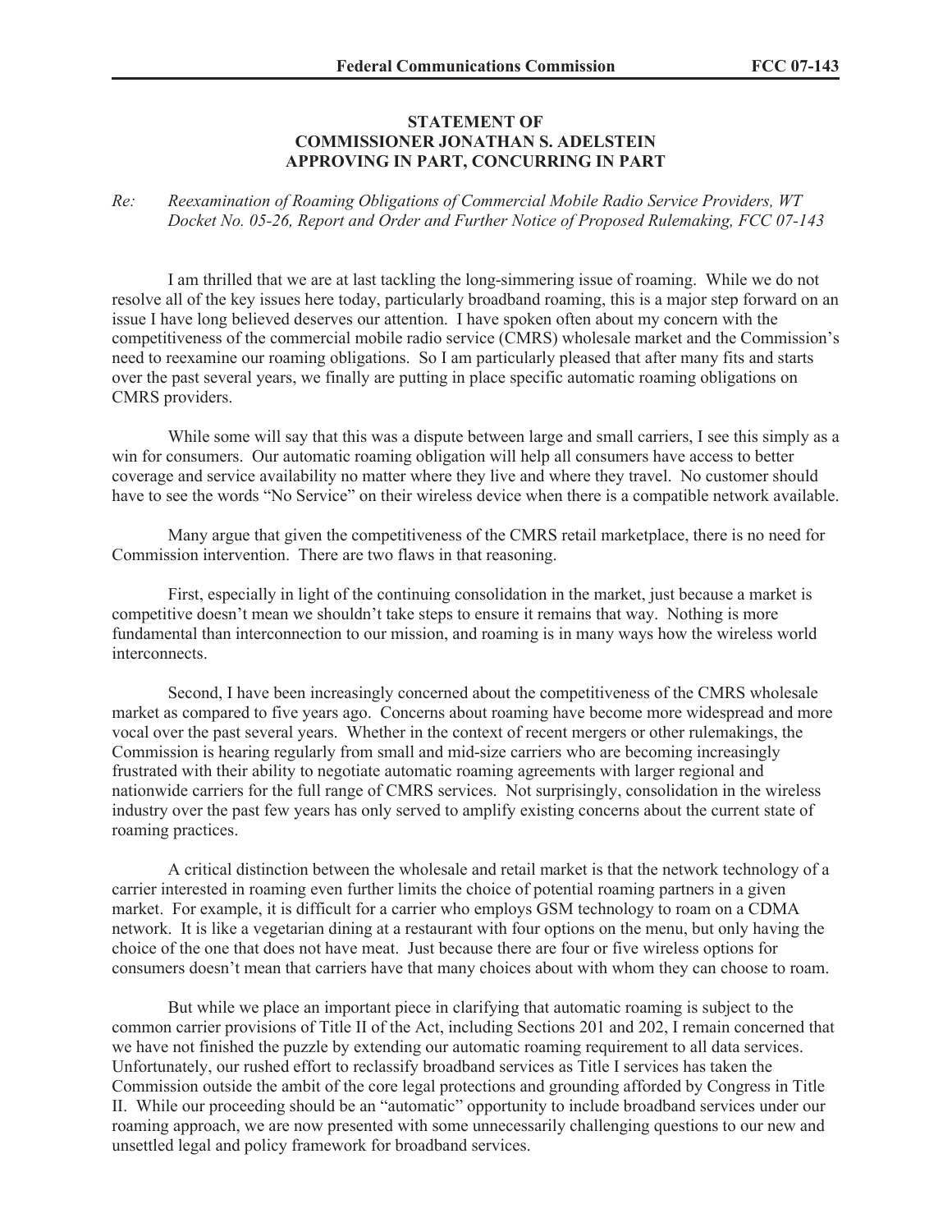**STATEMENT OF**
**COMMISSIONER JONATHAN S. ADELSTEIN**
**APPROVING IN PART, CONCURRING IN PART**

*Re: Reexamination of Roaming Obligations of Commercial Mobile Radio Service Providers, WT Docket No. 05-26, Report and Order and Further Notice of Proposed Rulemaking, FCC 07-143*

I am thrilled that we are at last tackling the long-simmering issue of roaming. While we do not resolve all of the key issues here today, particularly broadband roaming, this is a major step forward on an issue I have long believed deserves our attention. I have spoken often about my concern with the competitiveness of the commercial mobile radio service (CMRS) wholesale market and the Commission's need to reexamine our roaming obligations. So I am particularly pleased that after many fits and starts over the past several years, we finally are putting in place specific automatic roaming obligations on CMRS providers.

While some will say that this was a dispute between large and small carriers, I see this simply as a win for consumers. Our automatic roaming obligation will help all consumers have access to better coverage and service availability no matter where they live and where they travel. No customer should have to see the words "No Service" on their wireless device when there is a compatible network available.

Many argue that given the competitiveness of the CMRS retail marketplace, there is no need for Commission intervention. There are two flaws in that reasoning.

First, especially in light of the continuing consolidation in the market, just because a market is competitive doesn't mean we shouldn't take steps to ensure it remains that way. Nothing is more fundamental than interconnection to our mission, and roaming is in many ways how the wireless world interconnects.

Second, I have been increasingly concerned about the competitiveness of the CMRS wholesale market as compared to five years ago. Concerns about roaming have become more widespread and more vocal over the past several years. Whether in the context of recent mergers or other rulemakings, the Commission is hearing regularly from small and mid-size carriers who are becoming increasingly frustrated with their ability to negotiate automatic roaming agreements with larger regional and nationwide carriers for the full range of CMRS services. Not surprisingly, consolidation in the wireless industry over the past few years has only served to amplify existing concerns about the current state of roaming practices.

A critical distinction between the wholesale and retail market is that the network technology of a carrier interested in roaming even further limits the choice of potential roaming partners in a given market. For example, it is difficult for a carrier who employs GSM technology to roam on a CDMA network. It is like a vegetarian dining at a restaurant with four options on the menu, but only having the choice of the one that does not have meat. Just because there are four or five wireless options for consumers doesn't mean that carriers have that many choices about with whom they can choose to roam.

But while we place an important piece in clarifying that automatic roaming is subject to the common carrier provisions of Title II of the Act, including Sections 201 and 202, I remain concerned that we have not finished the puzzle by extending our automatic roaming requirement to all data services. Unfortunately, our rushed effort to reclassify broadband services as Title I services has taken the Commission outside the ambit of the core legal protections and grounding afforded by Congress in Title II. While our proceeding should be an "automatic" opportunity to include broadband services under our roaming approach, we are now presented with some unnecessarily challenging questions to our new and unsettled legal and policy framework for broadband services.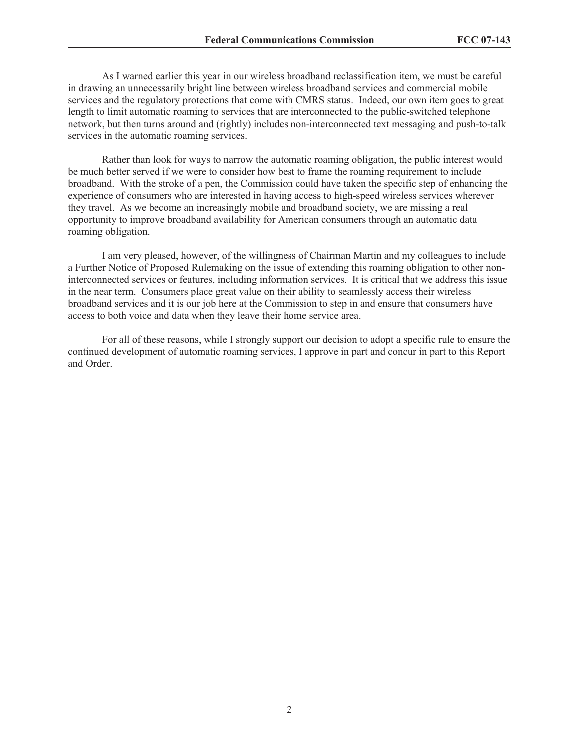As I warned earlier this year in our wireless broadband reclassification item, we must be careful in drawing an unnecessarily bright line between wireless broadband services and commercial mobile services and the regulatory protections that come with CMRS status. Indeed, our own item goes to great length to limit automatic roaming to services that are interconnected to the public-switched telephone network, but then turns around and (rightly) includes non-interconnected text messaging and push-to-talk services in the automatic roaming services.

Rather than look for ways to narrow the automatic roaming obligation, the public interest would be much better served if we were to consider how best to frame the roaming requirement to include broadband. With the stroke of a pen, the Commission could have taken the specific step of enhancing the experience of consumers who are interested in having access to high-speed wireless services wherever they travel. As we become an increasingly mobile and broadband society, we are missing a real opportunity to improve broadband availability for American consumers through an automatic data roaming obligation.

I am very pleased, however, of the willingness of Chairman Martin and my colleagues to include a Further Notice of Proposed Rulemaking on the issue of extending this roaming obligation to other non-interconnected services or features, including information services. It is critical that we address this issue in the near term. Consumers place great value on their ability to seamlessly access their wireless broadband services and it is our job here at the Commission to step in and ensure that consumers have access to both voice and data when they leave their home service area.

For all of these reasons, while I strongly support our decision to adopt a specific rule to ensure the continued development of automatic roaming services, I approve in part and concur in part to this Report and Order.